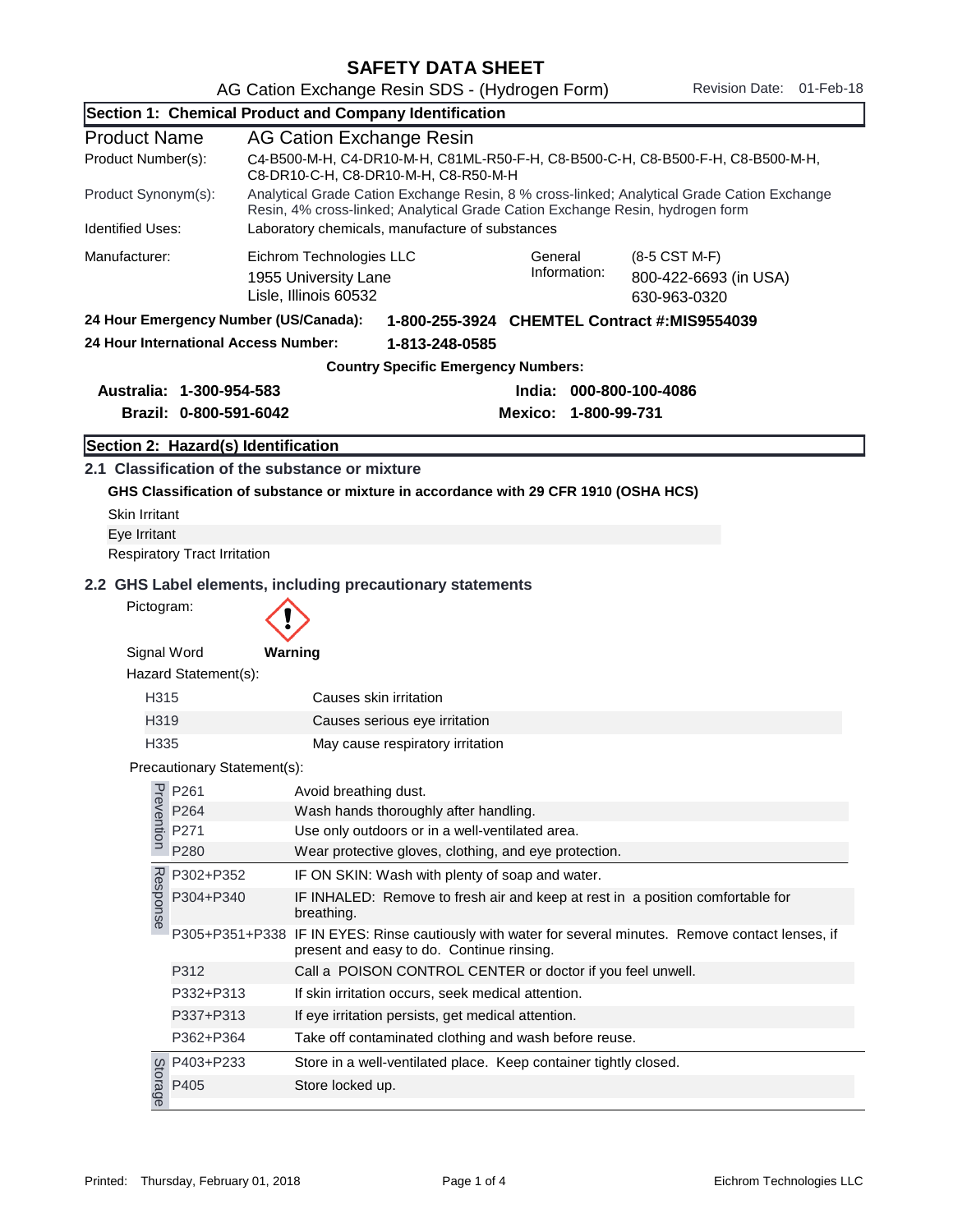# SAFETY DATA SHEET

AG Cation Exchange Resin SDS - (Hydrogen Form)

Revision Date: 01-Feb-18

## Section 1: Chemical Product and Company Identification

| | |
|---|---|
| **Product Name** | AG Cation Exchange Resin |
| Product Number(s): | C4-B500-M-H, C4-DR10-M-H, C81ML-R50-F-H, C8-B500-C-H, C8-B500-F-H, C8-B500-M-H, C8-DR10-C-H, C8-DR10-M-H, C8-R50-M-H |
| Product Synonym(s): | Analytical Grade Cation Exchange Resin, 8 % cross-linked; Analytical Grade Cation Exchange Resin, 4% cross-linked; Analytical Grade Cation Exchange Resin, hydrogen form |
| Identified Uses: | Laboratory chemicals, manufacture of substances |

Manufacturer: Eichrom Technologies LLC
1955 University Lane
Lisle, Illinois 60532

General Information: (8-5 CST M-F)
800-422-6693 (in USA)
630-963-0320

**24 Hour Emergency Number (US/Canada): 1-800-255-3924 CHEMTEL Contract #:MIS9554039**

**24 Hour International Access Number: 1-813-248-0585**

**Country Specific Emergency Numbers:**

**Australia: 1-300-954-583**
**Brazil: 0-800-591-6042**
**India: 000-800-100-4086**
**Mexico: 1-800-99-731**

## Section 2: Hazard(s) Identification

### 2.1 Classification of the substance or mixture

**GHS Classification of substance or mixture in accordance with 29 CFR 1910 (OSHA HCS)**

Skin Irritant
Eye Irritant
Respiratory Tract Irritation

### 2.2 GHS Label elements, including precautionary statements

Pictogram:

Signal Word **Warning**

Hazard Statement(s):

| Code | Statement |
|---|---|
| H315 | Causes skin irritation |
| H319 | Causes serious eye irritation |
| H335 | May cause respiratory irritation |

Precautionary Statement(s):

| Category | Code | Statement |
|---|---|---|
| Prevention | P261 | Avoid breathing dust. |
| | P264 | Wash hands thoroughly after handling. |
| | P271 | Use only outdoors or in a well-ventilated area. |
| | P280 | Wear protective gloves, clothing, and eye protection. |
| Response | P302+P352 | IF ON SKIN: Wash with plenty of soap and water. |
| | P304+P340 | IF INHALED: Remove to fresh air and keep at rest in a position comfortable for breathing. |
| | P305+P351+P338 | IF IN EYES: Rinse cautiously with water for several minutes. Remove contact lenses, if present and easy to do. Continue rinsing. |
| | P312 | Call a POISON CONTROL CENTER or doctor if you feel unwell. |
| | P332+P313 | If skin irritation occurs, seek medical attention. |
| | P337+P313 | If eye irritation persists, get medical attention. |
| | P362+P364 | Take off contaminated clothing and wash before reuse. |
| Storage | P403+P233 | Store in a well-ventilated place. Keep container tightly closed. |
| | P405 | Store locked up. |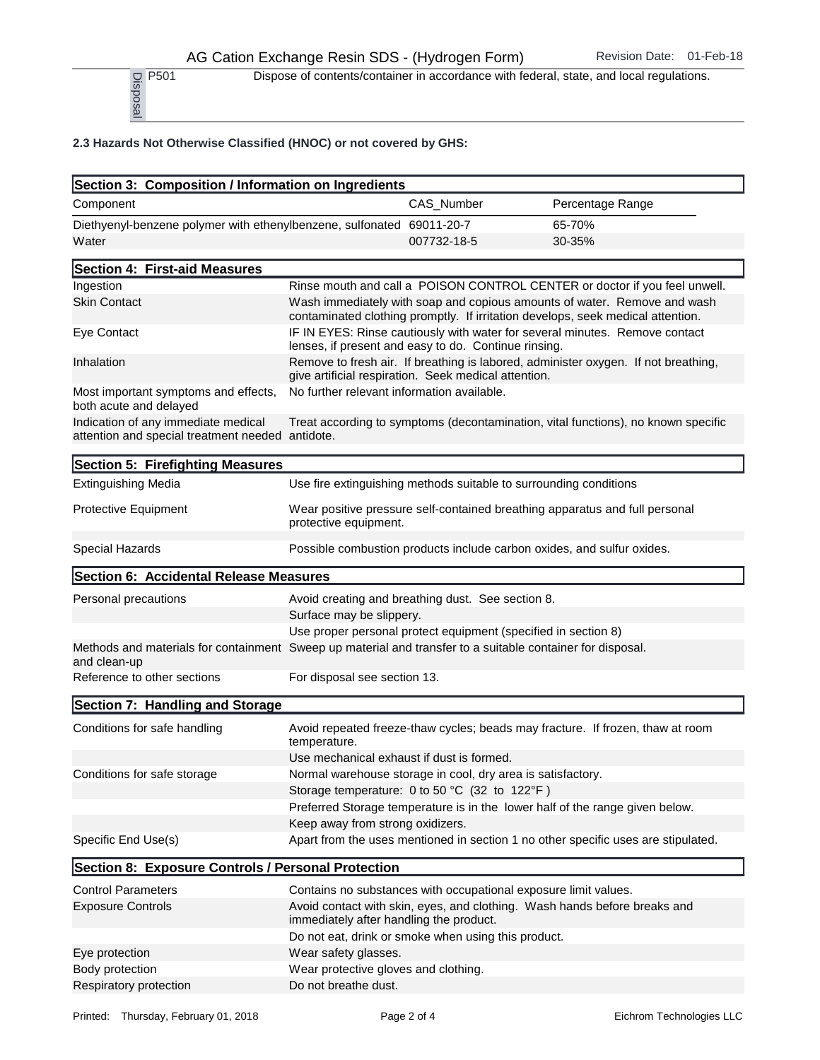| Disposal | | |
|---|---|---|
| | P501 | Dispose of contents/container in accordance with federal, state, and local regulations. |

**2.3 Hazards Not Otherwise Classified (HNOC) or not covered by GHS:**

## Section 3: Composition / Information on Ingredients

| Component | CAS_Number | Percentage Range |
|---|---|---|
| Diethyenyl-benzene polymer with ethenylbenzene, sulfonated | 69011-20-7 | 65-70% |
| Water | 007732-18-5 | 30-35% |

## Section 4: First-aid Measures

| | |
|---|---|
| Ingestion | Rinse mouth and call a POISON CONTROL CENTER or doctor if you feel unwell. |
| Skin Contact | Wash immediately with soap and copious amounts of water. Remove and wash contaminated clothing promptly. If irritation develops, seek medical attention. |
| Eye Contact | IF IN EYES: Rinse cautiously with water for several minutes. Remove contact lenses, if present and easy to do. Continue rinsing. |
| Inhalation | Remove to fresh air. If breathing is labored, administer oxygen. If not breathing, give artificial respiration. Seek medical attention. |
| Most important symptoms and effects, both acute and delayed | No further relevant information available. |
| Indication of any immediate medical attention and special treatment needed | Treat according to symptoms (decontamination, vital functions), no known specific antidote. |

## Section 5: Firefighting Measures

| | |
|---|---|
| Extinguishing Media | Use fire extinguishing methods suitable to surrounding conditions |
| Protective Equipment | Wear positive pressure self-contained breathing apparatus and full personal protective equipment. |
| Special Hazards | Possible combustion products include carbon oxides, and sulfur oxides. |

## Section 6: Accidental Release Measures

| | |
|---|---|
| Personal precautions | Avoid creating and breathing dust. See section 8. |
| | Surface may be slippery. |
| | Use proper personal protect equipment (specified in section 8) |
| Methods and materials for containment and clean-up | Sweep up material and transfer to a suitable container for disposal. |
| Reference to other sections | For disposal see section 13. |

## Section 7: Handling and Storage

| | |
|---|---|
| Conditions for safe handling | Avoid repeated freeze-thaw cycles; beads may fracture. If frozen, thaw at room temperature. |
| | Use mechanical exhaust if dust is formed. |
| Conditions for safe storage | Normal warehouse storage in cool, dry area is satisfactory. |
| | Storage temperature: 0 to 50 °C (32 to 122°F ) |
| | Preferred Storage temperature is in the lower half of the range given below. |
| | Keep away from strong oxidizers. |
| Specific End Use(s) | Apart from the uses mentioned in section 1 no other specific uses are stipulated. |

## Section 8: Exposure Controls / Personal Protection

| | |
|---|---|
| Control Parameters | Contains no substances with occupational exposure limit values. |
| Exposure Controls | Avoid contact with skin, eyes, and clothing. Wash hands before breaks and immediately after handling the product. |
| | Do not eat, drink or smoke when using this product. |
| Eye protection | Wear safety glasses. |
| Body protection | Wear protective gloves and clothing. |
| Respiratory protection | Do not breathe dust. |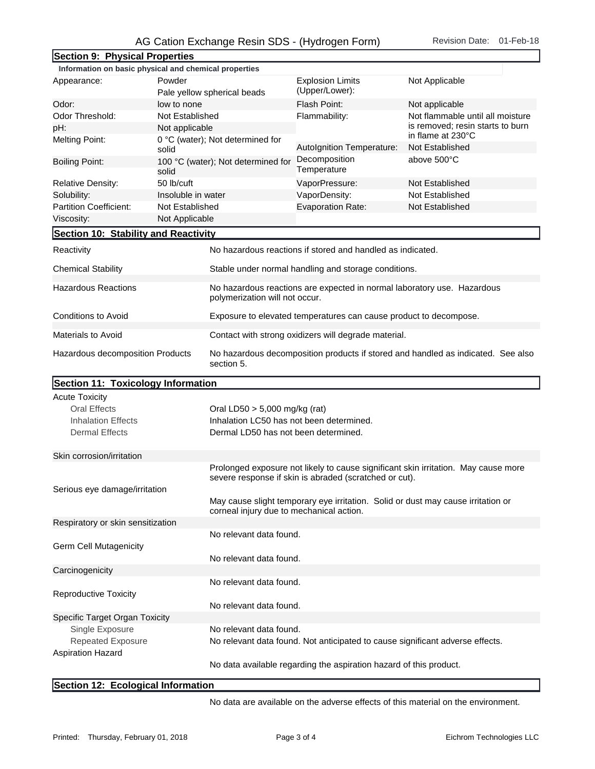## Section 9: Physical Properties

**Information on basic physical and chemical properties**

| Property | Value | Property | Value |
|---|---|---|---|
| Appearance: | Powder<br>Pale yellow spherical beads | Explosion Limits (Upper/Lower): | Not Applicable |
| Odor: | low to none | Flash Point: | Not applicable |
| Odor Threshold: | Not Established | Flammability: | Not flammable until all moisture is removed; resin starts to burn in flame at 230°C |
| pH: | Not applicable | | |
| Melting Point: | 0 °C (water); Not determined for solid | AutoIgnition Temperature: | Not Established |
| Boiling Point: | 100 °C (water); Not determined for solid | Decomposition Temperature | above 500°C |
| Relative Density: | 50 lb/cuft | VaporPressure: | Not Established |
| Solubility: | Insoluble in water | VaporDensity: | Not Established |
| Partition Coefficient: | Not Established | Evaporation Rate: | Not Established |
| Viscosity: | Not Applicable | | |

## Section 10: Stability and Reactivity

| | |
|---|---|
| Reactivity | No hazardous reactions if stored and handled as indicated. |
| Chemical Stability | Stable under normal handling and storage conditions. |
| Hazardous Reactions | No hazardous reactions are expected in normal laboratory use. Hazardous polymerization will not occur. |
| Conditions to Avoid | Exposure to elevated temperatures can cause product to decompose. |
| Materials to Avoid | Contact with strong oxidizers will degrade material. |
| Hazardous decomposition Products | No hazardous decomposition products if stored and handled as indicated. See also section 5. |

## Section 11: Toxicology Information

**Acute Toxicity**

| | |
|---|---|
| Oral Effects | Oral LD50 > 5,000 mg/kg (rat) |
| Inhalation Effects | Inhalation LC50 has not been determined. |
| Dermal Effects | Dermal LD50 has not been determined. |

**Skin corrosion/irritation**

Prolonged exposure not likely to cause significant skin irritation. May cause more severe response if skin is abraded (scratched or cut).

**Serious eye damage/irritation**

May cause slight temporary eye irritation. Solid or dust may cause irritation or corneal injury due to mechanical action.

**Respiratory or skin sensitization**

No relevant data found.

**Germ Cell Mutagenicity**

No relevant data found.

**Carcinogenicity**

No relevant data found.

**Reproductive Toxicity**

No relevant data found.

**Specific Target Organ Toxicity**

| | |
|---|---|
| Single Exposure | No relevant data found. |
| Repeated Exposure | No relevant data found. Not anticipated to cause significant adverse effects. |

**Aspiration Hazard**

No data available regarding the aspiration hazard of this product.

## Section 12: Ecological Information

No data are available on the adverse effects of this material on the environment.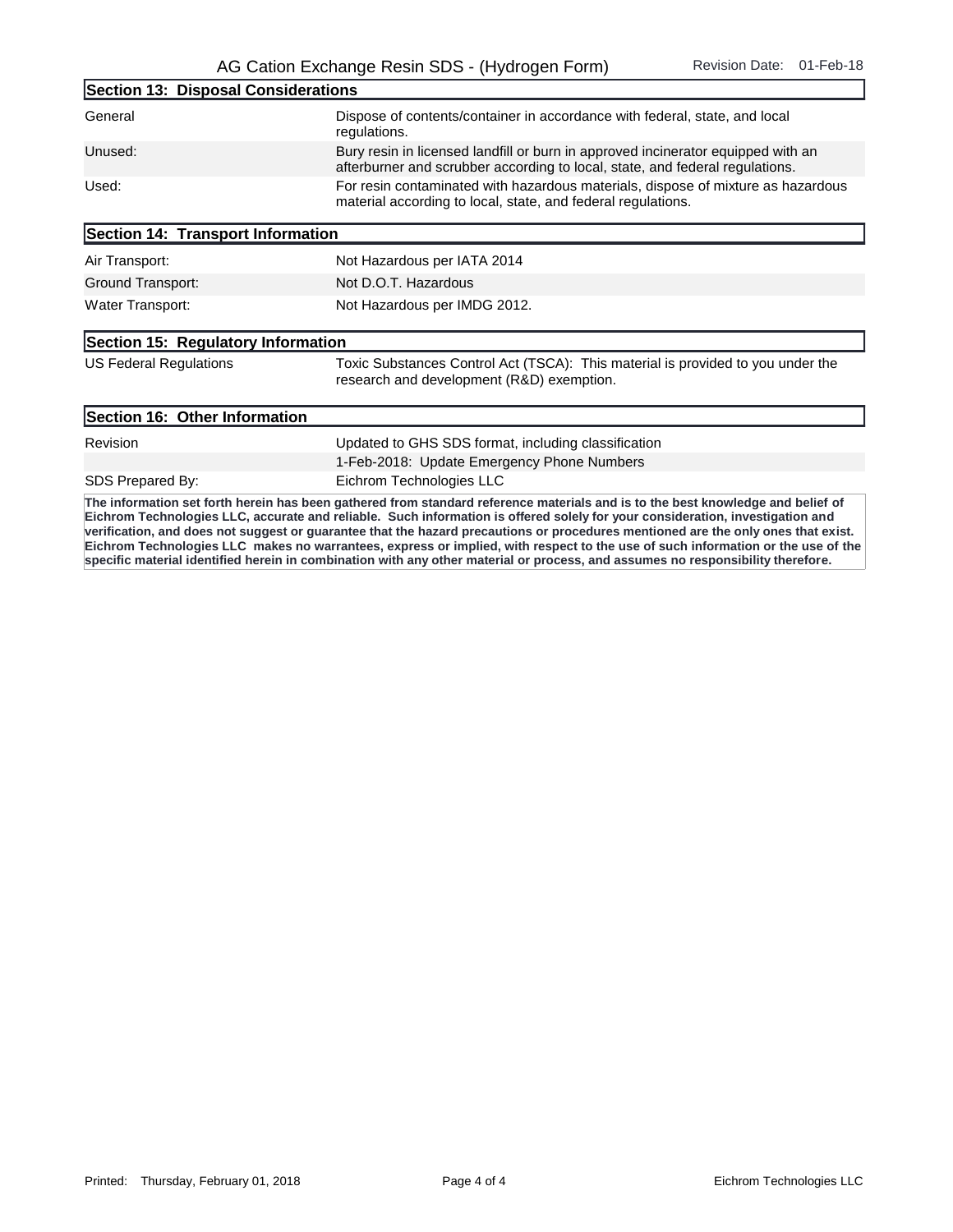## Section 13: Disposal Considerations

| | |
|---|---|
| General | Dispose of contents/container in accordance with federal, state, and local regulations. |
| Unused: | Bury resin in licensed landfill or burn in approved incinerator equipped with an afterburner and scrubber according to local, state, and federal regulations. |
| Used: | For resin contaminated with hazardous materials, dispose of mixture as hazardous material according to local, state, and federal regulations. |

## Section 14: Transport Information

| | |
|---|---|
| Air Transport: | Not Hazardous per IATA 2014 |
| Ground Transport: | Not D.O.T. Hazardous |
| Water Transport: | Not Hazardous per IMDG 2012. |

## Section 15: Regulatory Information

| | |
|---|---|
| US Federal Regulations | Toxic Substances Control Act (TSCA): This material is provided to you under the research and development (R&D) exemption. |

## Section 16: Other Information

| | |
|---|---|
| Revision | Updated to GHS SDS format, including classification |
| | 1-Feb-2018: Update Emergency Phone Numbers |
| SDS Prepared By: | Eichrom Technologies LLC |

**The information set forth herein has been gathered from standard reference materials and is to the best knowledge and belief of Eichrom Technologies LLC, accurate and reliable. Such information is offered solely for your consideration, investigation and verification, and does not suggest or guarantee that the hazard precautions or procedures mentioned are the only ones that exist. Eichrom Technologies LLC makes no warrantees, express or implied, with respect to the use of such information or the use of the specific material identified herein in combination with any other material or process, and assumes no responsibility therefore.**